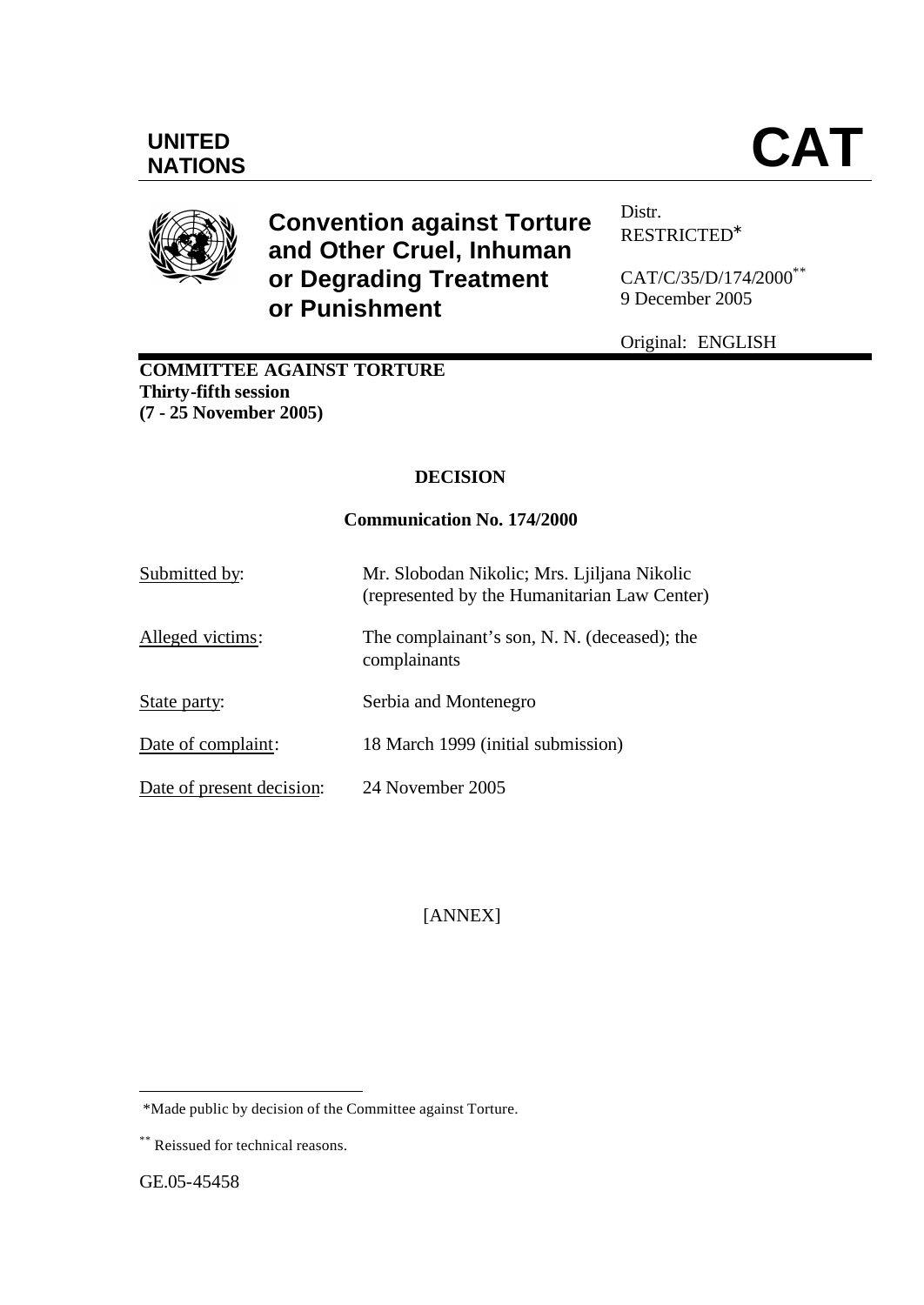**UNITED NATIONS**

# CAT

## Convention against Torture and Other Cruel, Inhuman or Degrading Treatment or Punishment

Distr.
RESTRICTED*

CAT/C/35/D/174/2000**
9 December 2005

Original: ENGLISH

**COMMITTEE AGAINST TORTURE**
**Thirty-fifth session**
**(7 - 25 November 2005)**

### DECISION

### Communication No. 174/2000

| | |
|---|---|
| Submitted by: | Mr. Slobodan Nikolic; Mrs. Ljiljana Nikolic (represented by the Humanitarian Law Center) |
| Alleged victims: | The complainant's son, N. N. (deceased); the complainants |
| State party: | Serbia and Montenegro |
| Date of complaint: | 18 March 1999 (initial submission) |
| Date of present decision: | 24 November 2005 |

[ANNEX]

*Made public by decision of the Committee against Torture.

** Reissued for technical reasons.

GE.05-45458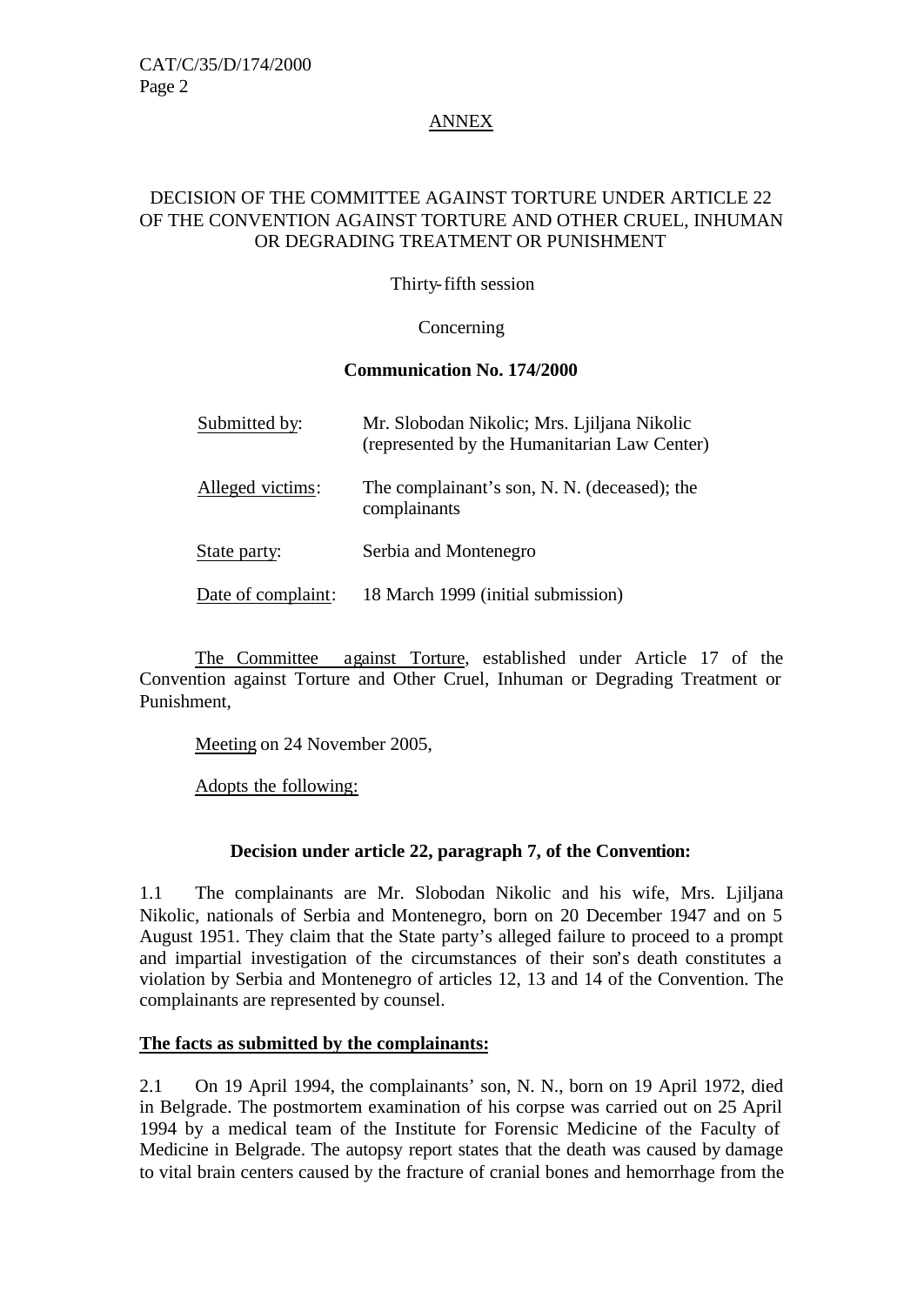ANNEX

DECISION OF THE COMMITTEE AGAINST TORTURE UNDER ARTICLE 22 OF THE CONVENTION AGAINST TORTURE AND OTHER CRUEL, INHUMAN OR DEGRADING TREATMENT OR PUNISHMENT

Thirty-fifth session

Concerning

**Communication No. 174/2000**

| | |
|---|---|
| Submitted by: | Mr. Slobodan Nikolic; Mrs. Ljiljana Nikolic (represented by the Humanitarian Law Center) |
| Alleged victims: | The complainant's son, N. N. (deceased); the complainants |
| State party: | Serbia and Montenegro |
| Date of complaint: | 18 March 1999 (initial submission) |

The Committee against Torture, established under Article 17 of the Convention against Torture and Other Cruel, Inhuman or Degrading Treatment or Punishment,

Meeting on 24 November 2005,

Adopts the following:

**Decision under article 22, paragraph 7, of the Convention:**

1.1 The complainants are Mr. Slobodan Nikolic and his wife, Mrs. Ljiljana Nikolic, nationals of Serbia and Montenegro, born on 20 December 1947 and on 5 August 1951. They claim that the State party's alleged failure to proceed to a prompt and impartial investigation of the circumstances of their son's death constitutes a violation by Serbia and Montenegro of articles 12, 13 and 14 of the Convention. The complainants are represented by counsel.

**The facts as submitted by the complainants:**

2.1 On 19 April 1994, the complainants' son, N. N., born on 19 April 1972, died in Belgrade. The postmortem examination of his corpse was carried out on 25 April 1994 by a medical team of the Institute for Forensic Medicine of the Faculty of Medicine in Belgrade. The autopsy report states that the death was caused by damage to vital brain centers caused by the fracture of cranial bones and hemorrhage from the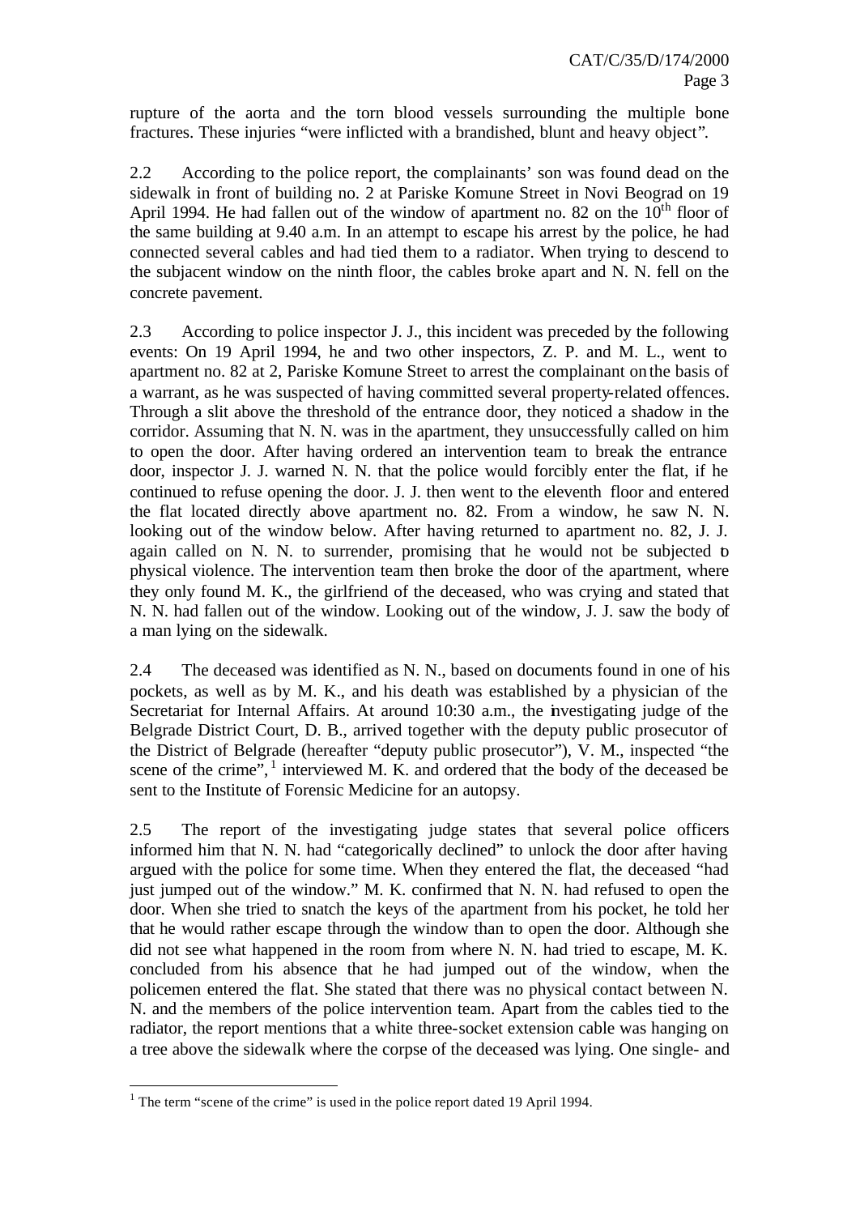rupture of the aorta and the torn blood vessels surrounding the multiple bone fractures. These injuries "were inflicted with a brandished, blunt and heavy object".

2.2 According to the police report, the complainants' son was found dead on the sidewalk in front of building no. 2 at Pariske Komune Street in Novi Beograd on 19 April 1994. He had fallen out of the window of apartment no. 82 on the 10th floor of the same building at 9.40 a.m. In an attempt to escape his arrest by the police, he had connected several cables and had tied them to a radiator. When trying to descend to the subjacent window on the ninth floor, the cables broke apart and N. N. fell on the concrete pavement.

2.3 According to police inspector J. J., this incident was preceded by the following events: On 19 April 1994, he and two other inspectors, Z. P. and M. L., went to apartment no. 82 at 2, Pariske Komune Street to arrest the complainant on the basis of a warrant, as he was suspected of having committed several property-related offences. Through a slit above the threshold of the entrance door, they noticed a shadow in the corridor. Assuming that N. N. was in the apartment, they unsuccessfully called on him to open the door. After having ordered an intervention team to break the entrance door, inspector J. J. warned N. N. that the police would forcibly enter the flat, if he continued to refuse opening the door. J. J. then went to the eleventh floor and entered the flat located directly above apartment no. 82. From a window, he saw N. N. looking out of the window below. After having returned to apartment no. 82, J. J. again called on N. N. to surrender, promising that he would not be subjected to physical violence. The intervention team then broke the door of the apartment, where they only found M. K., the girlfriend of the deceased, who was crying and stated that N. N. had fallen out of the window. Looking out of the window, J. J. saw the body of a man lying on the sidewalk.

2.4 The deceased was identified as N. N., based on documents found in one of his pockets, as well as by M. K., and his death was established by a physician of the Secretariat for Internal Affairs. At around 10:30 a.m., the investigating judge of the Belgrade District Court, D. B., arrived together with the deputy public prosecutor of the District of Belgrade (hereafter "deputy public prosecutor"), V. M., inspected "the scene of the crime",[1] interviewed M. K. and ordered that the body of the deceased be sent to the Institute of Forensic Medicine for an autopsy.

2.5 The report of the investigating judge states that several police officers informed him that N. N. had "categorically declined" to unlock the door after having argued with the police for some time. When they entered the flat, the deceased "had just jumped out of the window." M. K. confirmed that N. N. had refused to open the door. When she tried to snatch the keys of the apartment from his pocket, he told her that he would rather escape through the window than to open the door. Although she did not see what happened in the room from where N. N. had tried to escape, M. K. concluded from his absence that he had jumped out of the window, when the policemen entered the flat. She stated that there was no physical contact between N. N. and the members of the police intervention team. Apart from the cables tied to the radiator, the report mentions that a white three-socket extension cable was hanging on a tree above the sidewalk where the corpse of the deceased was lying. One single- and

[1] The term "scene of the crime" is used in the police report dated 19 April 1994.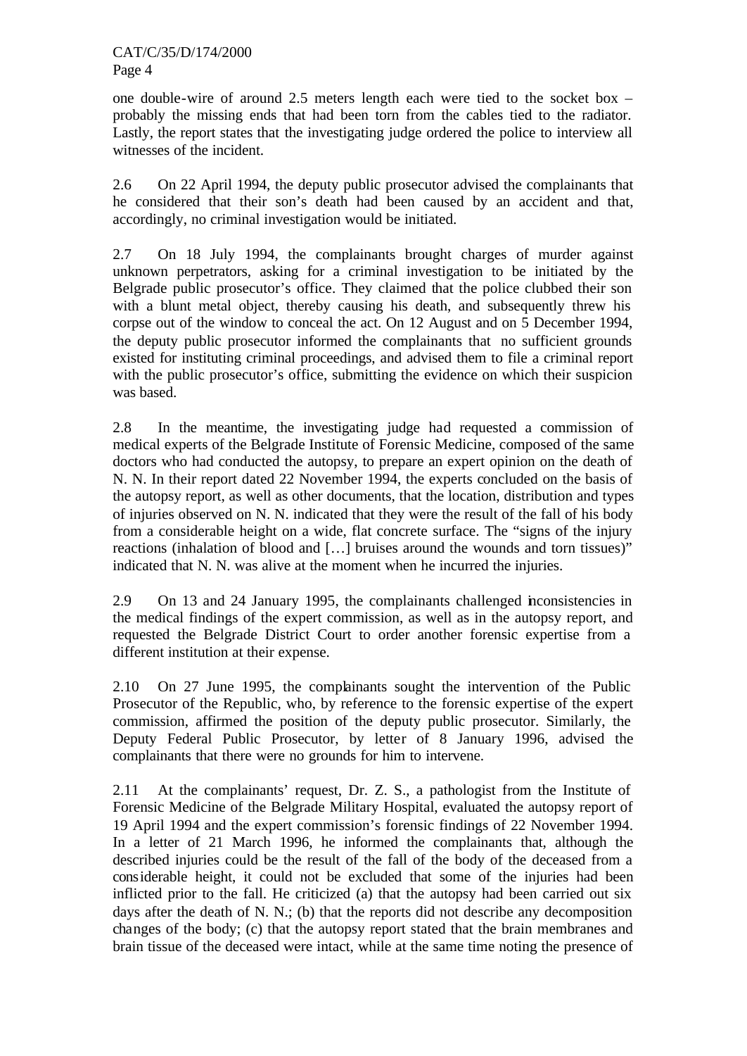one double-wire of around 2.5 meters length each were tied to the socket box – probably the missing ends that had been torn from the cables tied to the radiator. Lastly, the report states that the investigating judge ordered the police to interview all witnesses of the incident.

2.6 On 22 April 1994, the deputy public prosecutor advised the complainants that he considered that their son's death had been caused by an accident and that, accordingly, no criminal investigation would be initiated.

2.7 On 18 July 1994, the complainants brought charges of murder against unknown perpetrators, asking for a criminal investigation to be initiated by the Belgrade public prosecutor's office. They claimed that the police clubbed their son with a blunt metal object, thereby causing his death, and subsequently threw his corpse out of the window to conceal the act. On 12 August and on 5 December 1994, the deputy public prosecutor informed the complainants that no sufficient grounds existed for instituting criminal proceedings, and advised them to file a criminal report with the public prosecutor's office, submitting the evidence on which their suspicion was based.

2.8 In the meantime, the investigating judge had requested a commission of medical experts of the Belgrade Institute of Forensic Medicine, composed of the same doctors who had conducted the autopsy, to prepare an expert opinion on the death of N. N. In their report dated 22 November 1994, the experts concluded on the basis of the autopsy report, as well as other documents, that the location, distribution and types of injuries observed on N. N. indicated that they were the result of the fall of his body from a considerable height on a wide, flat concrete surface. The "signs of the injury reactions (inhalation of blood and […] bruises around the wounds and torn tissues)" indicated that N. N. was alive at the moment when he incurred the injuries.

2.9 On 13 and 24 January 1995, the complainants challenged inconsistencies in the medical findings of the expert commission, as well as in the autopsy report, and requested the Belgrade District Court to order another forensic expertise from a different institution at their expense.

2.10 On 27 June 1995, the complainants sought the intervention of the Public Prosecutor of the Republic, who, by reference to the forensic expertise of the expert commission, affirmed the position of the deputy public prosecutor. Similarly, the Deputy Federal Public Prosecutor, by letter of 8 January 1996, advised the complainants that there were no grounds for him to intervene.

2.11 At the complainants' request, Dr. Z. S., a pathologist from the Institute of Forensic Medicine of the Belgrade Military Hospital, evaluated the autopsy report of 19 April 1994 and the expert commission's forensic findings of 22 November 1994. In a letter of 21 March 1996, he informed the complainants that, although the described injuries could be the result of the fall of the body of the deceased from a considerable height, it could not be excluded that some of the injuries had been inflicted prior to the fall. He criticized (a) that the autopsy had been carried out six days after the death of N. N.; (b) that the reports did not describe any decomposition changes of the body; (c) that the autopsy report stated that the brain membranes and brain tissue of the deceased were intact, while at the same time noting the presence of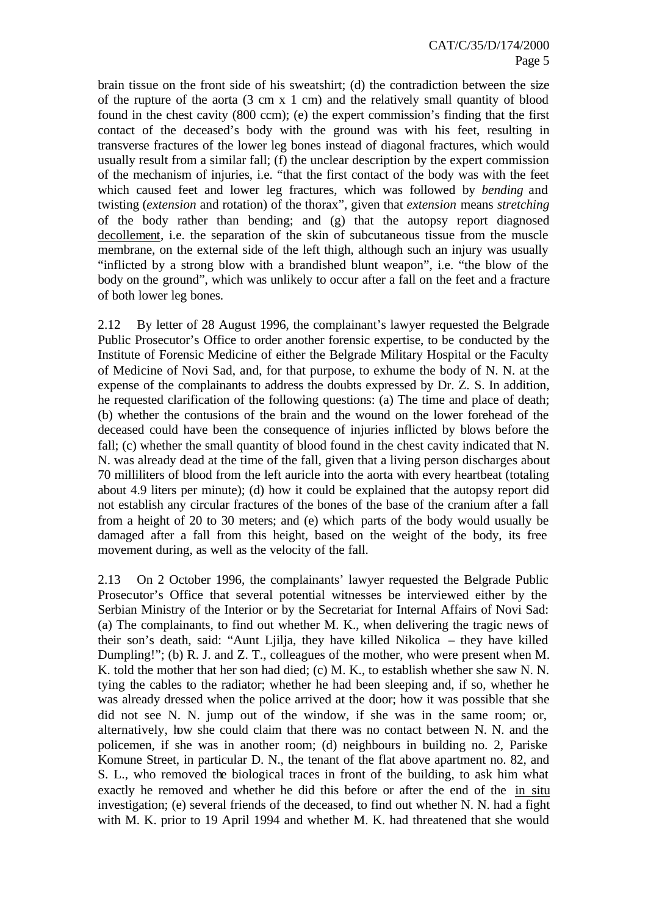brain tissue on the front side of his sweatshirt; (d) the contradiction between the size of the rupture of the aorta (3 cm x 1 cm) and the relatively small quantity of blood found in the chest cavity (800 ccm); (e) the expert commission's finding that the first contact of the deceased's body with the ground was with his feet, resulting in transverse fractures of the lower leg bones instead of diagonal fractures, which would usually result from a similar fall; (f) the unclear description by the expert commission of the mechanism of injuries, i.e. "that the first contact of the body was with the feet which caused feet and lower leg fractures, which was followed by *bending* and twisting (*extension* and rotation) of the thorax", given that *extension* means *stretching* of the body rather than bending; and (g) that the autopsy report diagnosed decollement, i.e. the separation of the skin of subcutaneous tissue from the muscle membrane, on the external side of the left thigh, although such an injury was usually "inflicted by a strong blow with a brandished blunt weapon", i.e. "the blow of the body on the ground", which was unlikely to occur after a fall on the feet and a fracture of both lower leg bones.

2.12 By letter of 28 August 1996, the complainant's lawyer requested the Belgrade Public Prosecutor's Office to order another forensic expertise, to be conducted by the Institute of Forensic Medicine of either the Belgrade Military Hospital or the Faculty of Medicine of Novi Sad, and, for that purpose, to exhume the body of N. N. at the expense of the complainants to address the doubts expressed by Dr. Z. S. In addition, he requested clarification of the following questions: (a) The time and place of death; (b) whether the contusions of the brain and the wound on the lower forehead of the deceased could have been the consequence of injuries inflicted by blows before the fall; (c) whether the small quantity of blood found in the chest cavity indicated that N. N. was already dead at the time of the fall, given that a living person discharges about 70 milliliters of blood from the left auricle into the aorta with every heartbeat (totaling about 4.9 liters per minute); (d) how it could be explained that the autopsy report did not establish any circular fractures of the bones of the base of the cranium after a fall from a height of 20 to 30 meters; and (e) which parts of the body would usually be damaged after a fall from this height, based on the weight of the body, its free movement during, as well as the velocity of the fall.

2.13 On 2 October 1996, the complainants' lawyer requested the Belgrade Public Prosecutor's Office that several potential witnesses be interviewed either by the Serbian Ministry of the Interior or by the Secretariat for Internal Affairs of Novi Sad: (a) The complainants, to find out whether M. K., when delivering the tragic news of their son's death, said: "Aunt Ljilja, they have killed Nikolica – they have killed Dumpling!"; (b) R. J. and Z. T., colleagues of the mother, who were present when M. K. told the mother that her son had died; (c) M. K., to establish whether she saw N. N. tying the cables to the radiator; whether he had been sleeping and, if so, whether he was already dressed when the police arrived at the door; how it was possible that she did not see N. N. jump out of the window, if she was in the same room; or, alternatively, how she could claim that there was no contact between N. N. and the policemen, if she was in another room; (d) neighbours in building no. 2, Pariske Komune Street, in particular D. N., the tenant of the flat above apartment no. 82, and S. L., who removed the biological traces in front of the building, to ask him what exactly he removed and whether he did this before or after the end of the in situ investigation; (e) several friends of the deceased, to find out whether N. N. had a fight with M. K. prior to 19 April 1994 and whether M. K. had threatened that she would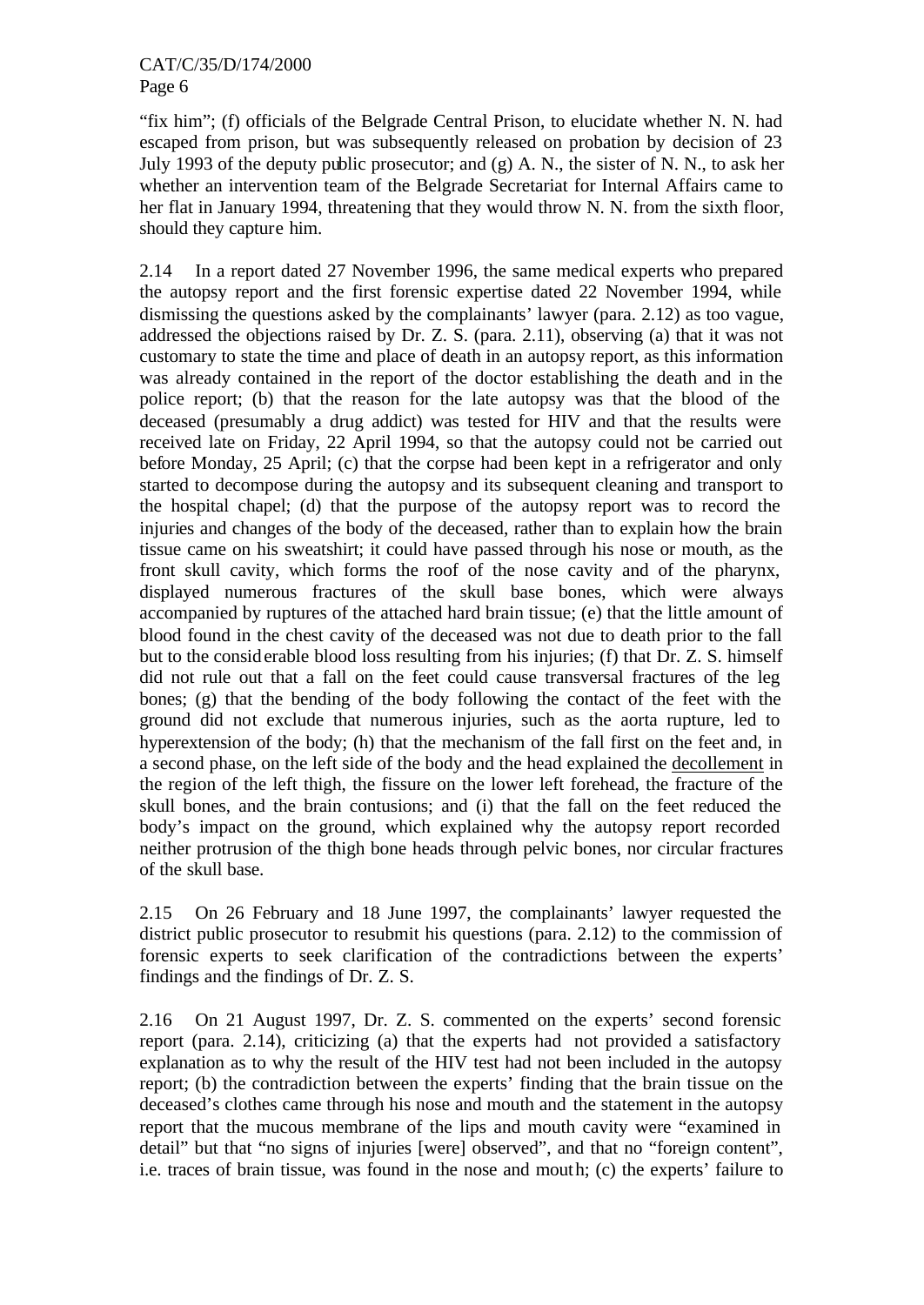"fix him"; (f) officials of the Belgrade Central Prison, to elucidate whether N. N. had escaped from prison, but was subsequently released on probation by decision of 23 July 1993 of the deputy public prosecutor; and (g) A. N., the sister of N. N., to ask her whether an intervention team of the Belgrade Secretariat for Internal Affairs came to her flat in January 1994, threatening that they would throw N. N. from the sixth floor, should they capture him.

2.14 In a report dated 27 November 1996, the same medical experts who prepared the autopsy report and the first forensic expertise dated 22 November 1994, while dismissing the questions asked by the complainants' lawyer (para. 2.12) as too vague, addressed the objections raised by Dr. Z. S. (para. 2.11), observing (a) that it was not customary to state the time and place of death in an autopsy report, as this information was already contained in the report of the doctor establishing the death and in the police report; (b) that the reason for the late autopsy was that the blood of the deceased (presumably a drug addict) was tested for HIV and that the results were received late on Friday, 22 April 1994, so that the autopsy could not be carried out before Monday, 25 April; (c) that the corpse had been kept in a refrigerator and only started to decompose during the autopsy and its subsequent cleaning and transport to the hospital chapel; (d) that the purpose of the autopsy report was to record the injuries and changes of the body of the deceased, rather than to explain how the brain tissue came on his sweatshirt; it could have passed through his nose or mouth, as the front skull cavity, which forms the roof of the nose cavity and of the pharynx, displayed numerous fractures of the skull base bones, which were always accompanied by ruptures of the attached hard brain tissue; (e) that the little amount of blood found in the chest cavity of the deceased was not due to death prior to the fall but to the considerable blood loss resulting from his injuries; (f) that Dr. Z. S. himself did not rule out that a fall on the feet could cause transversal fractures of the leg bones; (g) that the bending of the body following the contact of the feet with the ground did not exclude that numerous injuries, such as the aorta rupture, led to hyperextension of the body; (h) that the mechanism of the fall first on the feet and, in a second phase, on the left side of the body and the head explained the <u>decollement</u> in the region of the left thigh, the fissure on the lower left forehead, the fracture of the skull bones, and the brain contusions; and (i) that the fall on the feet reduced the body's impact on the ground, which explained why the autopsy report recorded neither protrusion of the thigh bone heads through pelvic bones, nor circular fractures of the skull base.

2.15 On 26 February and 18 June 1997, the complainants' lawyer requested the district public prosecutor to resubmit his questions (para. 2.12) to the commission of forensic experts to seek clarification of the contradictions between the experts' findings and the findings of Dr. Z. S.

2.16 On 21 August 1997, Dr. Z. S. commented on the experts' second forensic report (para. 2.14), criticizing (a) that the experts had not provided a satisfactory explanation as to why the result of the HIV test had not been included in the autopsy report; (b) the contradiction between the experts' finding that the brain tissue on the deceased's clothes came through his nose and mouth and the statement in the autopsy report that the mucous membrane of the lips and mouth cavity were "examined in detail" but that "no signs of injuries [were] observed", and that no "foreign content", i.e. traces of brain tissue, was found in the nose and mouth; (c) the experts' failure to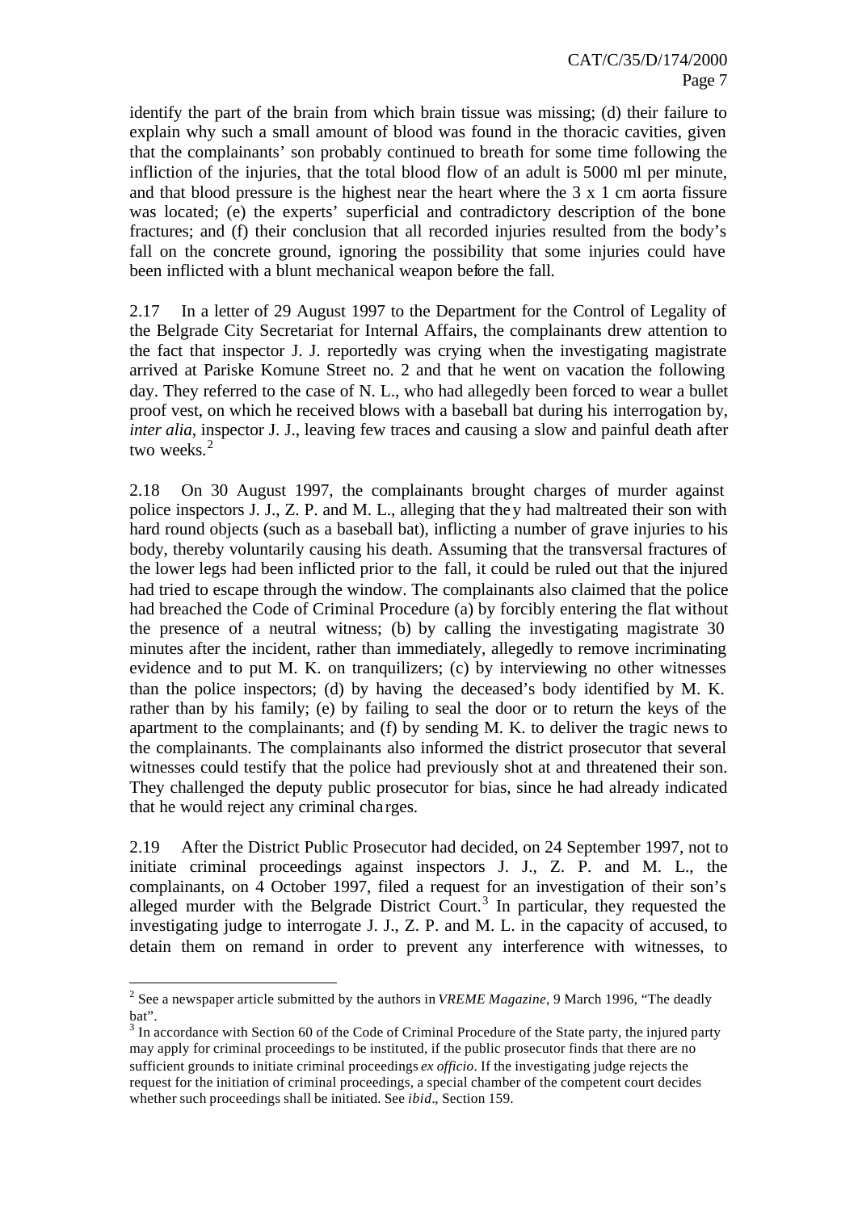identify the part of the brain from which brain tissue was missing; (d) their failure to explain why such a small amount of blood was found in the thoracic cavities, given that the complainants' son probably continued to breath for some time following the infliction of the injuries, that the total blood flow of an adult is 5000 ml per minute, and that blood pressure is the highest near the heart where the 3 x 1 cm aorta fissure was located; (e) the experts' superficial and contradictory description of the bone fractures; and (f) their conclusion that all recorded injuries resulted from the body's fall on the concrete ground, ignoring the possibility that some injuries could have been inflicted with a blunt mechanical weapon before the fall.

2.17 In a letter of 29 August 1997 to the Department for the Control of Legality of the Belgrade City Secretariat for Internal Affairs, the complainants drew attention to the fact that inspector J. J. reportedly was crying when the investigating magistrate arrived at Pariske Komune Street no. 2 and that he went on vacation the following day. They referred to the case of N. L., who had allegedly been forced to wear a bullet proof vest, on which he received blows with a baseball bat during his interrogation by, *inter alia*, inspector J. J., leaving few traces and causing a slow and painful death after two weeks.[2]

2.18 On 30 August 1997, the complainants brought charges of murder against police inspectors J. J., Z. P. and M. L., alleging that they had maltreated their son with hard round objects (such as a baseball bat), inflicting a number of grave injuries to his body, thereby voluntarily causing his death. Assuming that the transversal fractures of the lower legs had been inflicted prior to the fall, it could be ruled out that the injured had tried to escape through the window. The complainants also claimed that the police had breached the Code of Criminal Procedure (a) by forcibly entering the flat without the presence of a neutral witness; (b) by calling the investigating magistrate 30 minutes after the incident, rather than immediately, allegedly to remove incriminating evidence and to put M. K. on tranquilizers; (c) by interviewing no other witnesses than the police inspectors; (d) by having the deceased's body identified by M. K. rather than by his family; (e) by failing to seal the door or to return the keys of the apartment to the complainants; and (f) by sending M. K. to deliver the tragic news to the complainants. The complainants also informed the district prosecutor that several witnesses could testify that the police had previously shot at and threatened their son. They challenged the deputy public prosecutor for bias, since he had already indicated that he would reject any criminal charges.

2.19 After the District Public Prosecutor had decided, on 24 September 1997, not to initiate criminal proceedings against inspectors J. J., Z. P. and M. L., the complainants, on 4 October 1997, filed a request for an investigation of their son's alleged murder with the Belgrade District Court.[3] In particular, they requested the investigating judge to interrogate J. J., Z. P. and M. L. in the capacity of accused, to detain them on remand in order to prevent any interference with witnesses, to

---

[2] See a newspaper article submitted by the authors in *VREME Magazine*, 9 March 1996, "The deadly bat".

[3] In accordance with Section 60 of the Code of Criminal Procedure of the State party, the injured party may apply for criminal proceedings to be instituted, if the public prosecutor finds that there are no sufficient grounds to initiate criminal proceedings *ex officio*. If the investigating judge rejects the request for the initiation of criminal proceedings, a special chamber of the competent court decides whether such proceedings shall be initiated. See *ibid*., Section 159.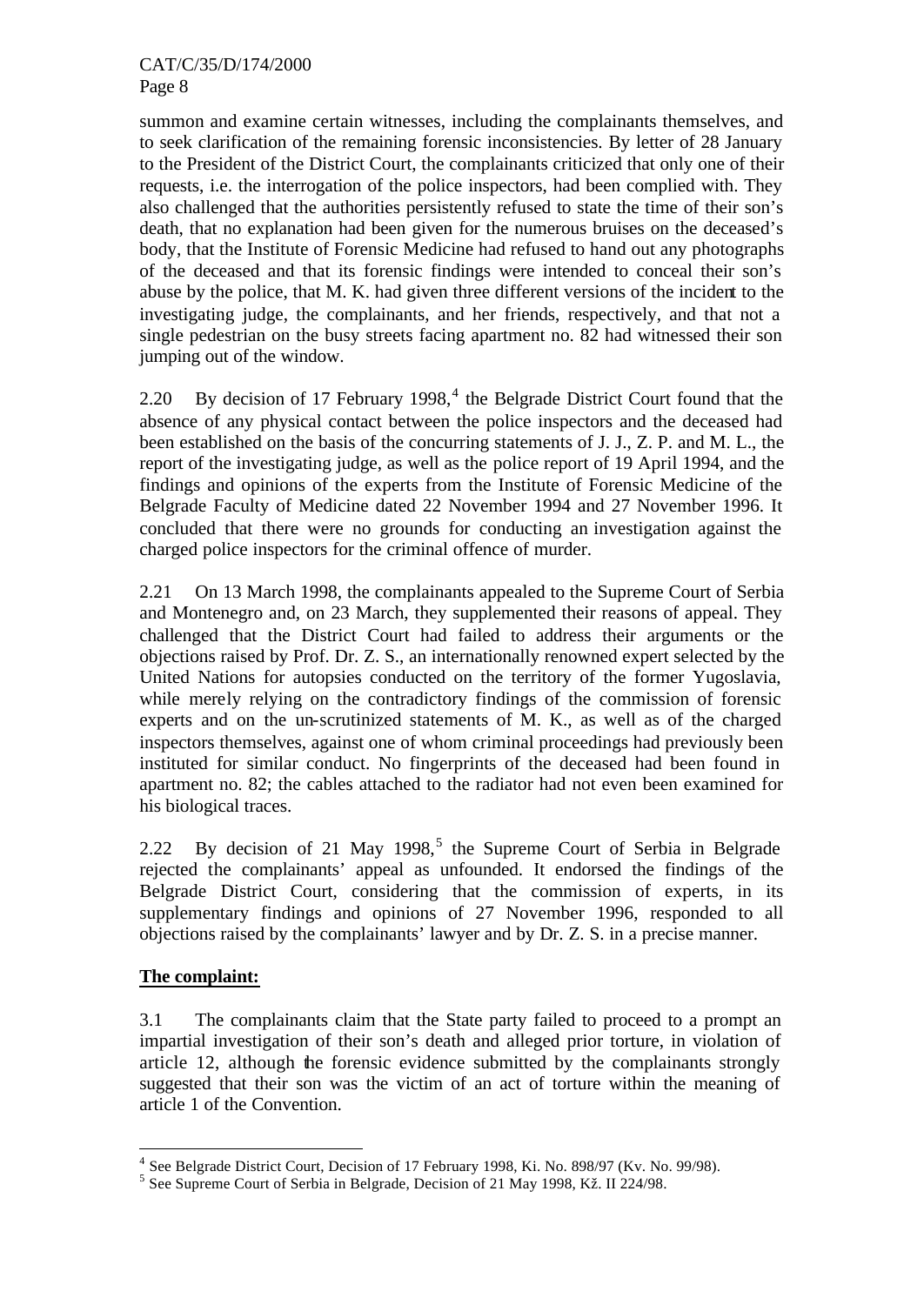summon and examine certain witnesses, including the complainants themselves, and to seek clarification of the remaining forensic inconsistencies. By letter of 28 January to the President of the District Court, the complainants criticized that only one of their requests, i.e. the interrogation of the police inspectors, had been complied with. They also challenged that the authorities persistently refused to state the time of their son's death, that no explanation had been given for the numerous bruises on the deceased's body, that the Institute of Forensic Medicine had refused to hand out any photographs of the deceased and that its forensic findings were intended to conceal their son's abuse by the police, that M. K. had given three different versions of the incident to the investigating judge, the complainants, and her friends, respectively, and that not a single pedestrian on the busy streets facing apartment no. 82 had witnessed their son jumping out of the window.

2.20 By decision of 17 February 1998,[4] the Belgrade District Court found that the absence of any physical contact between the police inspectors and the deceased had been established on the basis of the concurring statements of J. J., Z. P. and M. L., the report of the investigating judge, as well as the police report of 19 April 1994, and the findings and opinions of the experts from the Institute of Forensic Medicine of the Belgrade Faculty of Medicine dated 22 November 1994 and 27 November 1996. It concluded that there were no grounds for conducting an investigation against the charged police inspectors for the criminal offence of murder.

2.21 On 13 March 1998, the complainants appealed to the Supreme Court of Serbia and Montenegro and, on 23 March, they supplemented their reasons of appeal. They challenged that the District Court had failed to address their arguments or the objections raised by Prof. Dr. Z. S., an internationally renowned expert selected by the United Nations for autopsies conducted on the territory of the former Yugoslavia, while merely relying on the contradictory findings of the commission of forensic experts and on the un-scrutinized statements of M. K., as well as of the charged inspectors themselves, against one of whom criminal proceedings had previously been instituted for similar conduct. No fingerprints of the deceased had been found in apartment no. 82; the cables attached to the radiator had not even been examined for his biological traces.

2.22 By decision of 21 May 1998,[5] the Supreme Court of Serbia in Belgrade rejected the complainants' appeal as unfounded. It endorsed the findings of the Belgrade District Court, considering that the commission of experts, in its supplementary findings and opinions of 27 November 1996, responded to all objections raised by the complainants' lawyer and by Dr. Z. S. in a precise manner.

**The complaint:**

3.1 The complainants claim that the State party failed to proceed to a prompt an impartial investigation of their son's death and alleged prior torture, in violation of article 12, although the forensic evidence submitted by the complainants strongly suggested that their son was the victim of an act of torture within the meaning of article 1 of the Convention.

---

[4] See Belgrade District Court, Decision of 17 February 1998, Ki. No. 898/97 (Kv. No. 99/98).

[5] See Supreme Court of Serbia in Belgrade, Decision of 21 May 1998, Kž. II 224/98.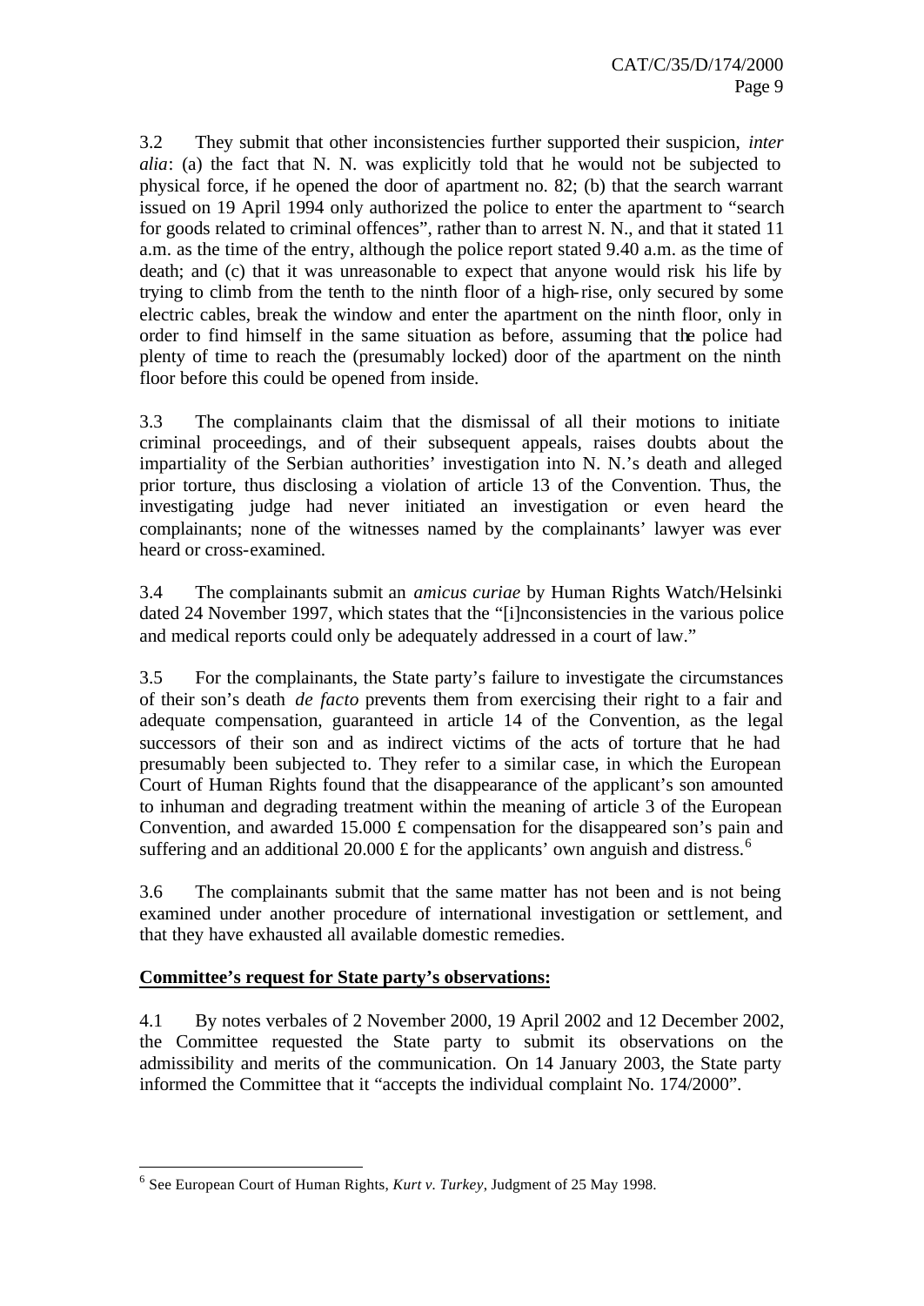3.2 They submit that other inconsistencies further supported their suspicion, *inter alia*: (a) the fact that N. N. was explicitly told that he would not be subjected to physical force, if he opened the door of apartment no. 82; (b) that the search warrant issued on 19 April 1994 only authorized the police to enter the apartment to "search for goods related to criminal offences", rather than to arrest N. N., and that it stated 11 a.m. as the time of the entry, although the police report stated 9.40 a.m. as the time of death; and (c) that it was unreasonable to expect that anyone would risk his life by trying to climb from the tenth to the ninth floor of a high-rise, only secured by some electric cables, break the window and enter the apartment on the ninth floor, only in order to find himself in the same situation as before, assuming that the police had plenty of time to reach the (presumably locked) door of the apartment on the ninth floor before this could be opened from inside.

3.3 The complainants claim that the dismissal of all their motions to initiate criminal proceedings, and of their subsequent appeals, raises doubts about the impartiality of the Serbian authorities' investigation into N. N.'s death and alleged prior torture, thus disclosing a violation of article 13 of the Convention. Thus, the investigating judge had never initiated an investigation or even heard the complainants; none of the witnesses named by the complainants' lawyer was ever heard or cross-examined.

3.4 The complainants submit an *amicus curiae* by Human Rights Watch/Helsinki dated 24 November 1997, which states that the "[i]nconsistencies in the various police and medical reports could only be adequately addressed in a court of law."

3.5 For the complainants, the State party's failure to investigate the circumstances of their son's death *de facto* prevents them from exercising their right to a fair and adequate compensation, guaranteed in article 14 of the Convention, as the legal successors of their son and as indirect victims of the acts of torture that he had presumably been subjected to. They refer to a similar case, in which the European Court of Human Rights found that the disappearance of the applicant's son amounted to inhuman and degrading treatment within the meaning of article 3 of the European Convention, and awarded 15.000 £ compensation for the disappeared son's pain and suffering and an additional 20.000 £ for the applicants' own anguish and distress.[6]

3.6 The complainants submit that the same matter has not been and is not being examined under another procedure of international investigation or settlement, and that they have exhausted all available domestic remedies.

**Committee's request for State party's observations:**

4.1 By notes verbales of 2 November 2000, 19 April 2002 and 12 December 2002, the Committee requested the State party to submit its observations on the admissibility and merits of the communication. On 14 January 2003, the State party informed the Committee that it "accepts the individual complaint No. 174/2000".

---

[6] See European Court of Human Rights, *Kurt v. Turkey*, Judgment of 25 May 1998.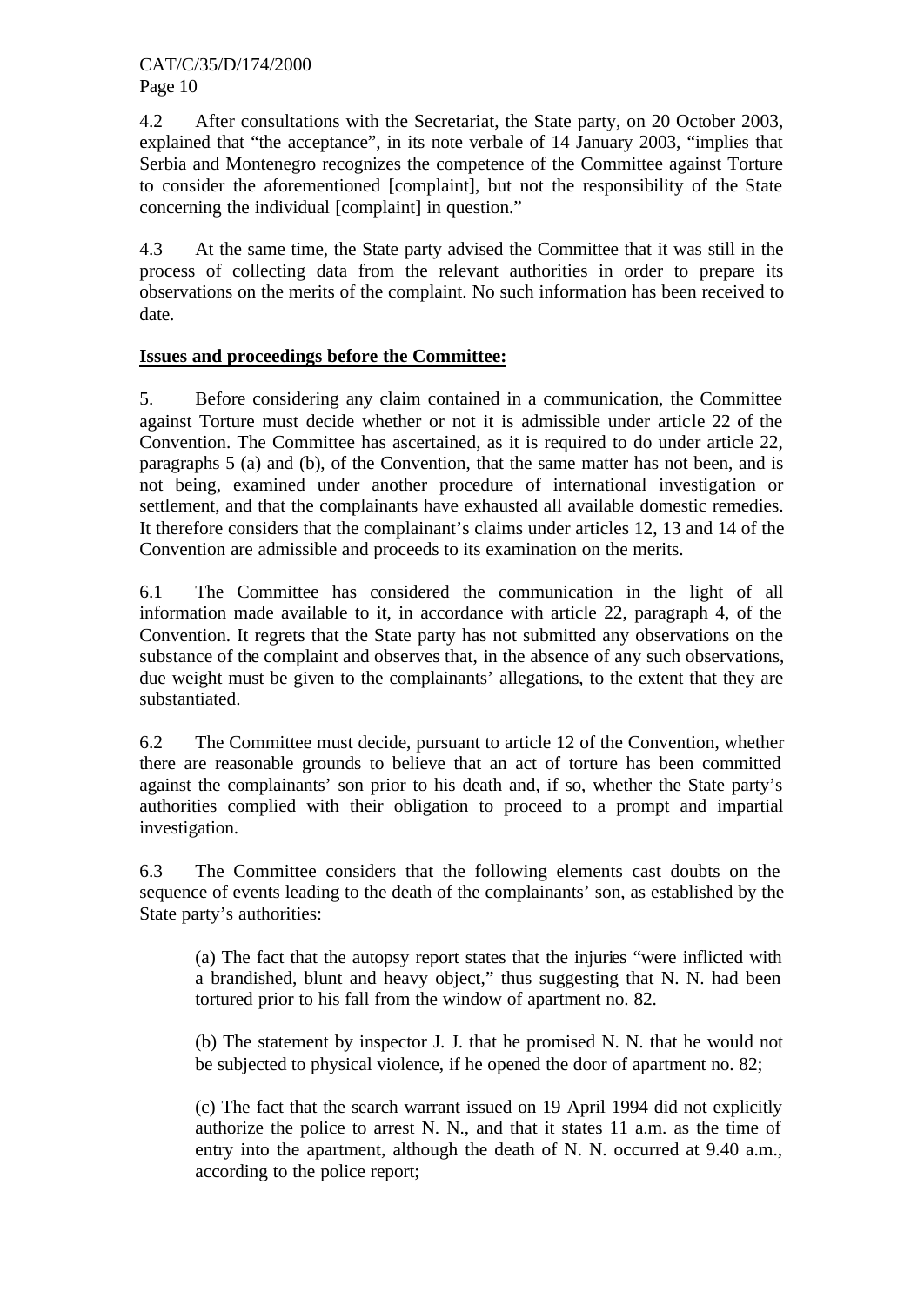4.2 After consultations with the Secretariat, the State party, on 20 October 2003, explained that "the acceptance", in its note verbale of 14 January 2003, "implies that Serbia and Montenegro recognizes the competence of the Committee against Torture to consider the aforementioned [complaint], but not the responsibility of the State concerning the individual [complaint] in question."

4.3 At the same time, the State party advised the Committee that it was still in the process of collecting data from the relevant authorities in order to prepare its observations on the merits of the complaint. No such information has been received to date.

**Issues and proceedings before the Committee:**

5. Before considering any claim contained in a communication, the Committee against Torture must decide whether or not it is admissible under article 22 of the Convention. The Committee has ascertained, as it is required to do under article 22, paragraphs 5 (a) and (b), of the Convention, that the same matter has not been, and is not being, examined under another procedure of international investigation or settlement, and that the complainants have exhausted all available domestic remedies. It therefore considers that the complainant's claims under articles 12, 13 and 14 of the Convention are admissible and proceeds to its examination on the merits.

6.1 The Committee has considered the communication in the light of all information made available to it, in accordance with article 22, paragraph 4, of the Convention. It regrets that the State party has not submitted any observations on the substance of the complaint and observes that, in the absence of any such observations, due weight must be given to the complainants' allegations, to the extent that they are substantiated.

6.2 The Committee must decide, pursuant to article 12 of the Convention, whether there are reasonable grounds to believe that an act of torture has been committed against the complainants' son prior to his death and, if so, whether the State party's authorities complied with their obligation to proceed to a prompt and impartial investigation.

6.3 The Committee considers that the following elements cast doubts on the sequence of events leading to the death of the complainants' son, as established by the State party's authorities:

(a) The fact that the autopsy report states that the injuries "were inflicted with a brandished, blunt and heavy object," thus suggesting that N. N. had been tortured prior to his fall from the window of apartment no. 82.

(b) The statement by inspector J. J. that he promised N. N. that he would not be subjected to physical violence, if he opened the door of apartment no. 82;

(c) The fact that the search warrant issued on 19 April 1994 did not explicitly authorize the police to arrest N. N., and that it states 11 a.m. as the time of entry into the apartment, although the death of N. N. occurred at 9.40 a.m., according to the police report;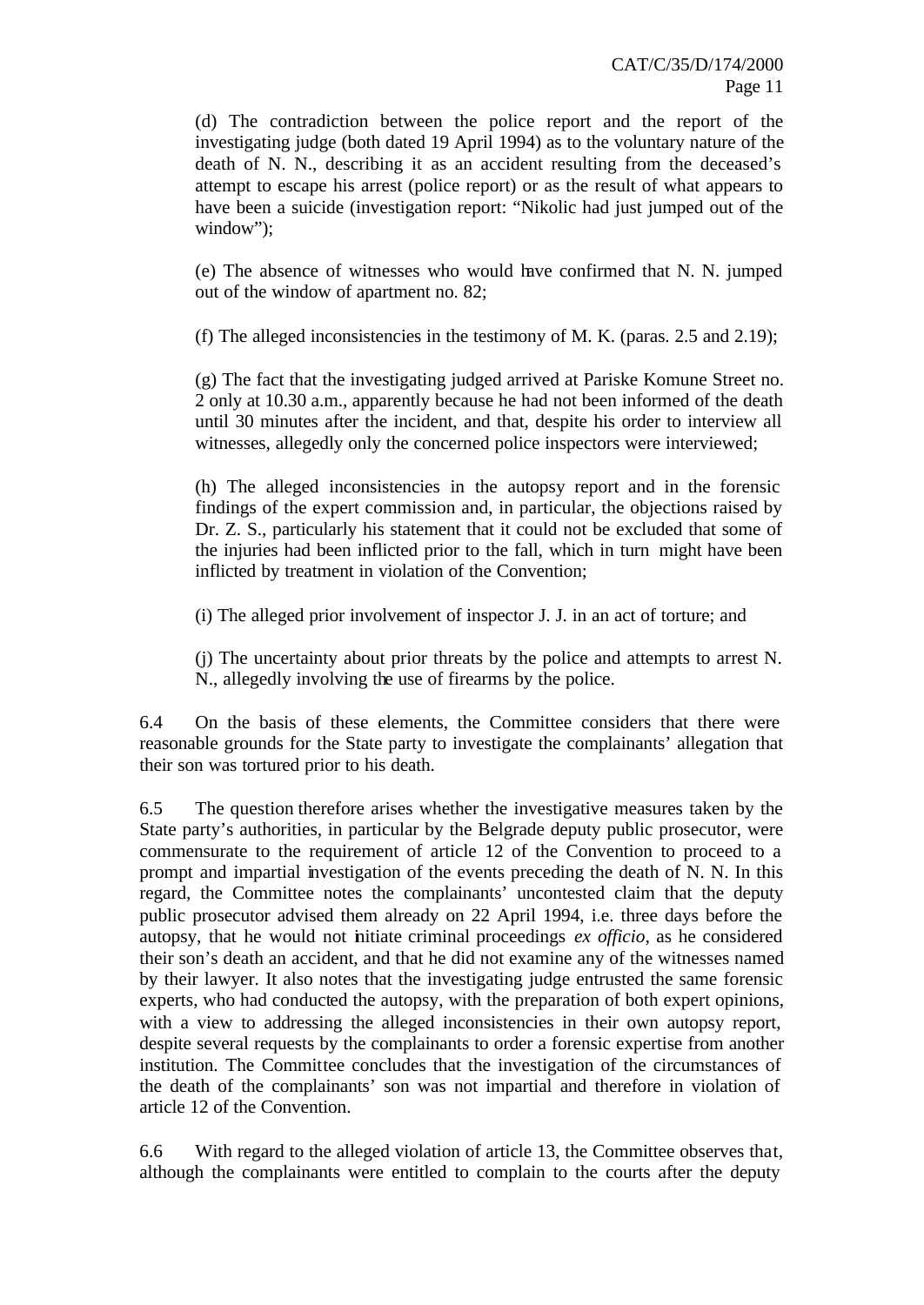(d) The contradiction between the police report and the report of the investigating judge (both dated 19 April 1994) as to the voluntary nature of the death of N. N., describing it as an accident resulting from the deceased's attempt to escape his arrest (police report) or as the result of what appears to have been a suicide (investigation report: "Nikolic had just jumped out of the window");

(e) The absence of witnesses who would have confirmed that N. N. jumped out of the window of apartment no. 82;

(f) The alleged inconsistencies in the testimony of M. K. (paras. 2.5 and 2.19);

(g) The fact that the investigating judged arrived at Pariske Komune Street no. 2 only at 10.30 a.m., apparently because he had not been informed of the death until 30 minutes after the incident, and that, despite his order to interview all witnesses, allegedly only the concerned police inspectors were interviewed;

(h) The alleged inconsistencies in the autopsy report and in the forensic findings of the expert commission and, in particular, the objections raised by Dr. Z. S., particularly his statement that it could not be excluded that some of the injuries had been inflicted prior to the fall, which in turn might have been inflicted by treatment in violation of the Convention;

(i) The alleged prior involvement of inspector J. J. in an act of torture; and

(j) The uncertainty about prior threats by the police and attempts to arrest N. N., allegedly involving the use of firearms by the police.

6.4 On the basis of these elements, the Committee considers that there were reasonable grounds for the State party to investigate the complainants' allegation that their son was tortured prior to his death.

6.5 The question therefore arises whether the investigative measures taken by the State party's authorities, in particular by the Belgrade deputy public prosecutor, were commensurate to the requirement of article 12 of the Convention to proceed to a prompt and impartial investigation of the events preceding the death of N. N. In this regard, the Committee notes the complainants' uncontested claim that the deputy public prosecutor advised them already on 22 April 1994, i.e. three days before the autopsy, that he would not initiate criminal proceedings *ex officio*, as he considered their son's death an accident, and that he did not examine any of the witnesses named by their lawyer. It also notes that the investigating judge entrusted the same forensic experts, who had conducted the autopsy, with the preparation of both expert opinions, with a view to addressing the alleged inconsistencies in their own autopsy report, despite several requests by the complainants to order a forensic expertise from another institution. The Committee concludes that the investigation of the circumstances of the death of the complainants' son was not impartial and therefore in violation of article 12 of the Convention.

6.6 With regard to the alleged violation of article 13, the Committee observes that, although the complainants were entitled to complain to the courts after the deputy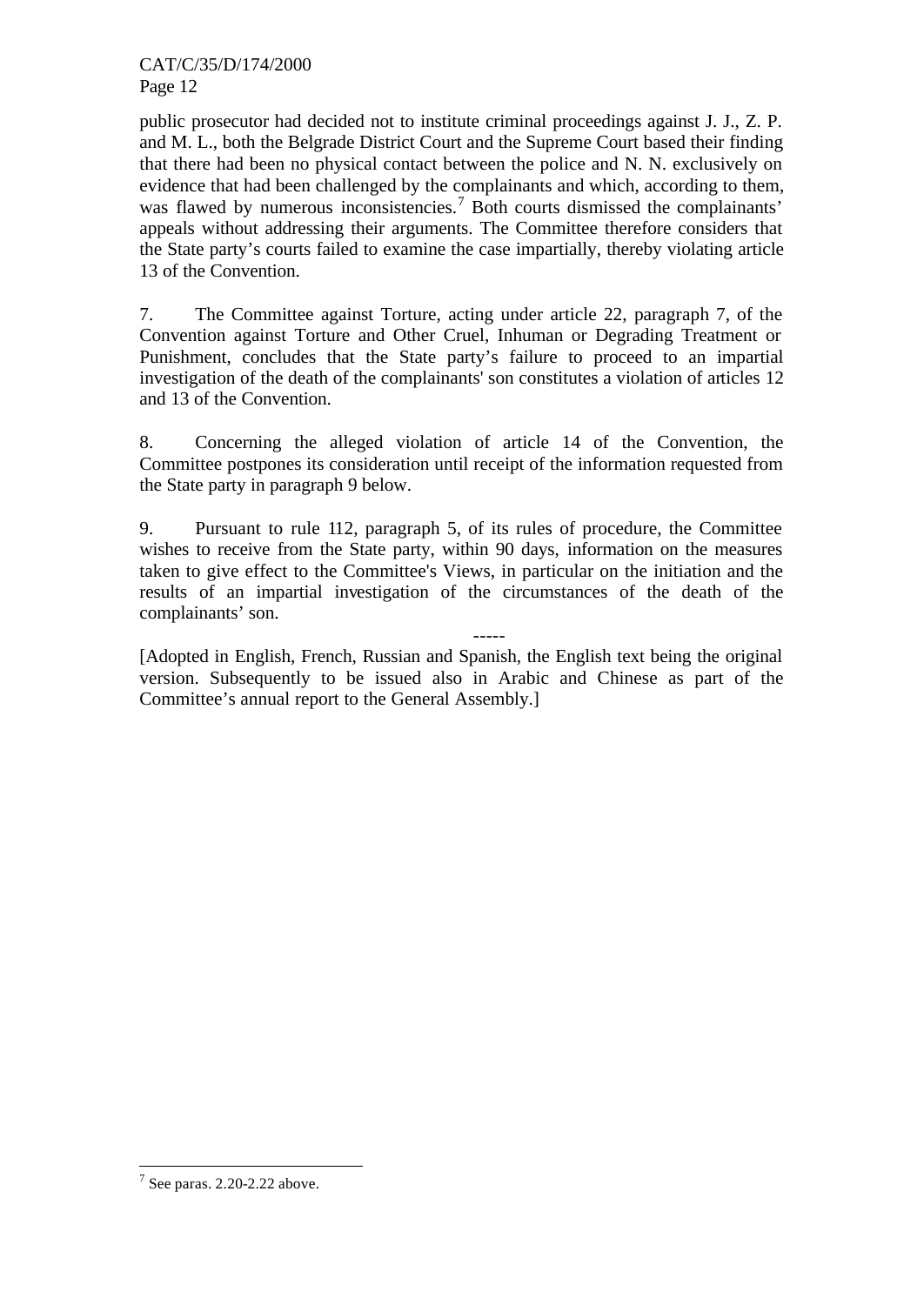public prosecutor had decided not to institute criminal proceedings against J. J., Z. P. and M. L., both the Belgrade District Court and the Supreme Court based their finding that there had been no physical contact between the police and N. N. exclusively on evidence that had been challenged by the complainants and which, according to them, was flawed by numerous inconsistencies.[7] Both courts dismissed the complainants' appeals without addressing their arguments. The Committee therefore considers that the State party's courts failed to examine the case impartially, thereby violating article 13 of the Convention.

7. The Committee against Torture, acting under article 22, paragraph 7, of the Convention against Torture and Other Cruel, Inhuman or Degrading Treatment or Punishment, concludes that the State party's failure to proceed to an impartial investigation of the death of the complainants' son constitutes a violation of articles 12 and 13 of the Convention.

8. Concerning the alleged violation of article 14 of the Convention, the Committee postpones its consideration until receipt of the information requested from the State party in paragraph 9 below.

9. Pursuant to rule 112, paragraph 5, of its rules of procedure, the Committee wishes to receive from the State party, within 90 days, information on the measures taken to give effect to the Committee's Views, in particular on the initiation and the results of an impartial investigation of the circumstances of the death of the complainants' son.

-----

[Adopted in English, French, Russian and Spanish, the English text being the original version. Subsequently to be issued also in Arabic and Chinese as part of the Committee's annual report to the General Assembly.]

[7] See paras. 2.20-2.22 above.